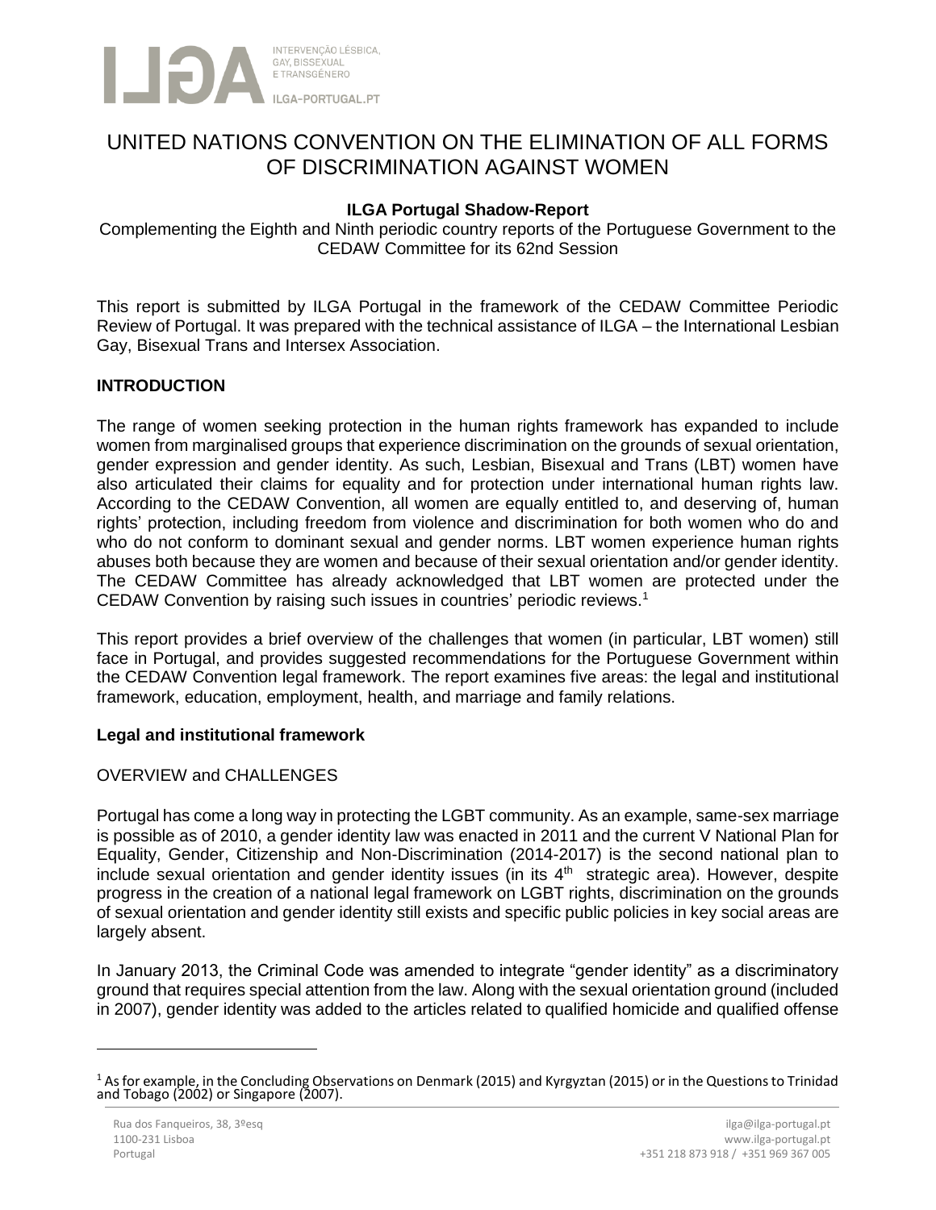# UNITED NATIONS CONVENTION ON THE ELIMINATION OF ALL FORMS OF DISCRIMINATION AGAINST WOMEN

**ILGA Portugal Shadow-Report**

Complementing the Eighth and Ninth periodic country reports of the Portuguese Government to the CEDAW Committee for its 62nd Session

This report is submitted by ILGA Portugal in the framework of the CEDAW Committee Periodic Review of Portugal. It was prepared with the technical assistance of ILGA – the International Lesbian Gay, Bisexual Trans and Intersex Association.

## INTRODUCTION

The range of women seeking protection in the human rights framework has expanded to include women from marginalised groups that experience discrimination on the grounds of sexual orientation, gender expression and gender identity. As such, Lesbian, Bisexual and Trans (LBT) women have also articulated their claims for equality and for protection under international human rights law. According to the CEDAW Convention, all women are equally entitled to, and deserving of, human rights' protection, including freedom from violence and discrimination for both women who do and who do not conform to dominant sexual and gender norms. LBT women experience human rights abuses both because they are women and because of their sexual orientation and/or gender identity. The CEDAW Committee has already acknowledged that LBT women are protected under the CEDAW Convention by raising such issues in countries' periodic reviews.[1]

This report provides a brief overview of the challenges that women (in particular, LBT women) still face in Portugal, and provides suggested recommendations for the Portuguese Government within the CEDAW Convention legal framework. The report examines five areas: the legal and institutional framework, education, employment, health, and marriage and family relations.

### Legal and institutional framework

OVERVIEW and CHALLENGES

Portugal has come a long way in protecting the LGBT community. As an example, same-sex marriage is possible as of 2010, a gender identity law was enacted in 2011 and the current V National Plan for Equality, Gender, Citizenship and Non-Discrimination (2014-2017) is the second national plan to include sexual orientation and gender identity issues (in its 4th strategic area). However, despite progress in the creation of a national legal framework on LGBT rights, discrimination on the grounds of sexual orientation and gender identity still exists and specific public policies in key social areas are largely absent.

In January 2013, the Criminal Code was amended to integrate "gender identity" as a discriminatory ground that requires special attention from the law. Along with the sexual orientation ground (included in 2007), gender identity was added to the articles related to qualified homicide and qualified offense

[1] As for example, in the Concluding Observations on Denmark (2015) and Kyrgyztan (2015) or in the Questions to Trinidad and Tobago (2002) or Singapore (2007).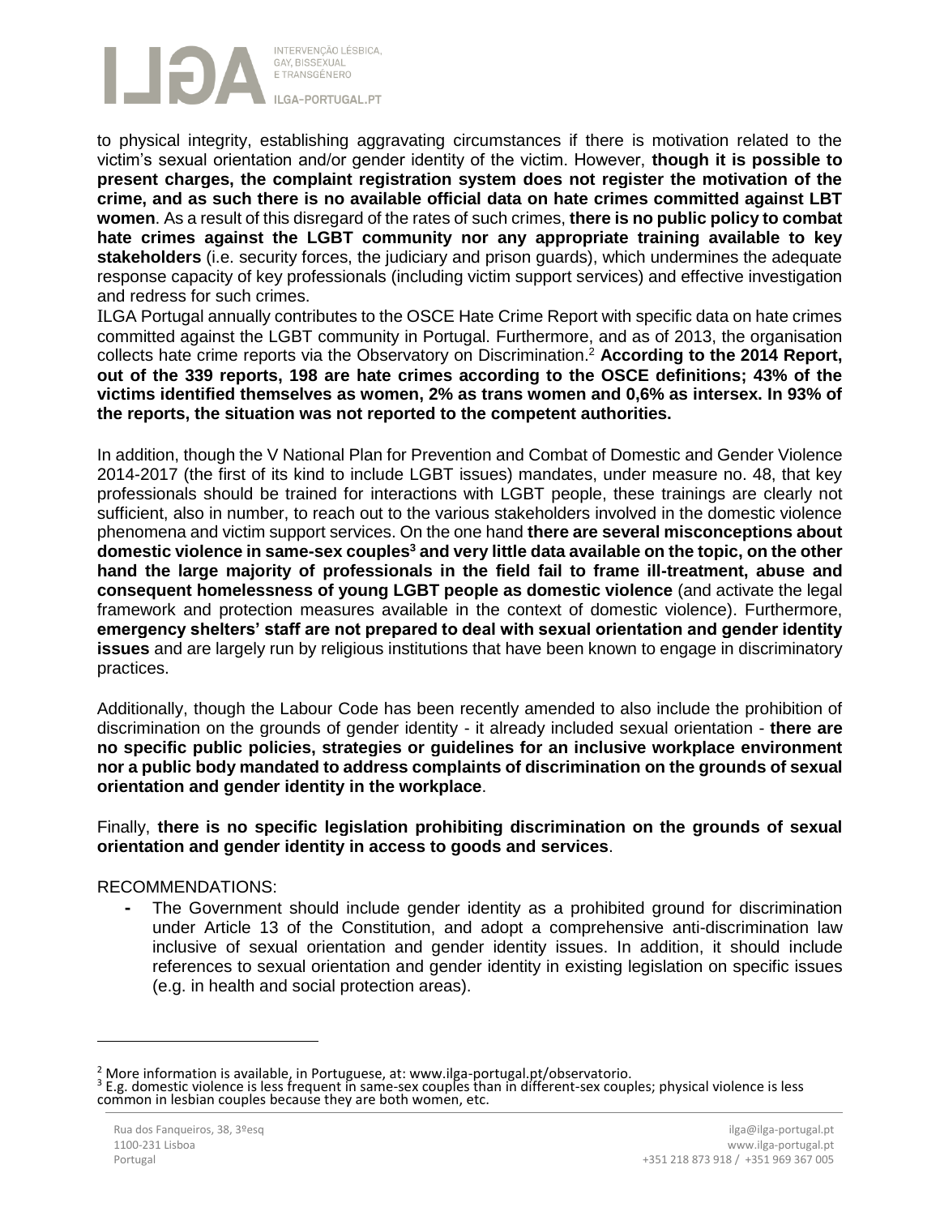to physical integrity, establishing aggravating circumstances if there is motivation related to the victim's sexual orientation and/or gender identity of the victim. However, **though it is possible to present charges, the complaint registration system does not register the motivation of the crime, and as such there is no available official data on hate crimes committed against LBT women**. As a result of this disregard of the rates of such crimes, **there is no public policy to combat hate crimes against the LGBT community nor any appropriate training available to key stakeholders** (i.e. security forces, the judiciary and prison guards), which undermines the adequate response capacity of key professionals (including victim support services) and effective investigation and redress for such crimes.

ILGA Portugal annually contributes to the OSCE Hate Crime Report with specific data on hate crimes committed against the LGBT community in Portugal. Furthermore, and as of 2013, the organisation collects hate crime reports via the Observatory on Discrimination.[2] **According to the 2014 Report, out of the 339 reports, 198 are hate crimes according to the OSCE definitions; 43% of the victims identified themselves as women, 2% as trans women and 0,6% as intersex. In 93% of the reports, the situation was not reported to the competent authorities.**

In addition, though the V National Plan for Prevention and Combat of Domestic and Gender Violence 2014-2017 (the first of its kind to include LGBT issues) mandates, under measure no. 48, that key professionals should be trained for interactions with LGBT people, these trainings are clearly not sufficient, also in number, to reach out to the various stakeholders involved in the domestic violence phenomena and victim support services. On the one hand **there are several misconceptions about domestic violence in same-sex couples[3] and very little data available on the topic, on the other hand the large majority of professionals in the field fail to frame ill-treatment, abuse and consequent homelessness of young LGBT people as domestic violence** (and activate the legal framework and protection measures available in the context of domestic violence). Furthermore, **emergency shelters' staff are not prepared to deal with sexual orientation and gender identity issues** and are largely run by religious institutions that have been known to engage in discriminatory practices.

Additionally, though the Labour Code has been recently amended to also include the prohibition of discrimination on the grounds of gender identity - it already included sexual orientation - **there are no specific public policies, strategies or guidelines for an inclusive workplace environment nor a public body mandated to address complaints of discrimination on the grounds of sexual orientation and gender identity in the workplace**.

Finally, **there is no specific legislation prohibiting discrimination on the grounds of sexual orientation and gender identity in access to goods and services**.

RECOMMENDATIONS:

- The Government should include gender identity as a prohibited ground for discrimination under Article 13 of the Constitution, and adopt a comprehensive anti-discrimination law inclusive of sexual orientation and gender identity issues. In addition, it should include references to sexual orientation and gender identity in existing legislation on specific issues (e.g. in health and social protection areas).

---

[2] More information is available, in Portuguese, at: www.ilga-portugal.pt/observatorio.

[3] E.g. domestic violence is less frequent in same-sex couples than in different-sex couples; physical violence is less common in lesbian couples because they are both women, etc.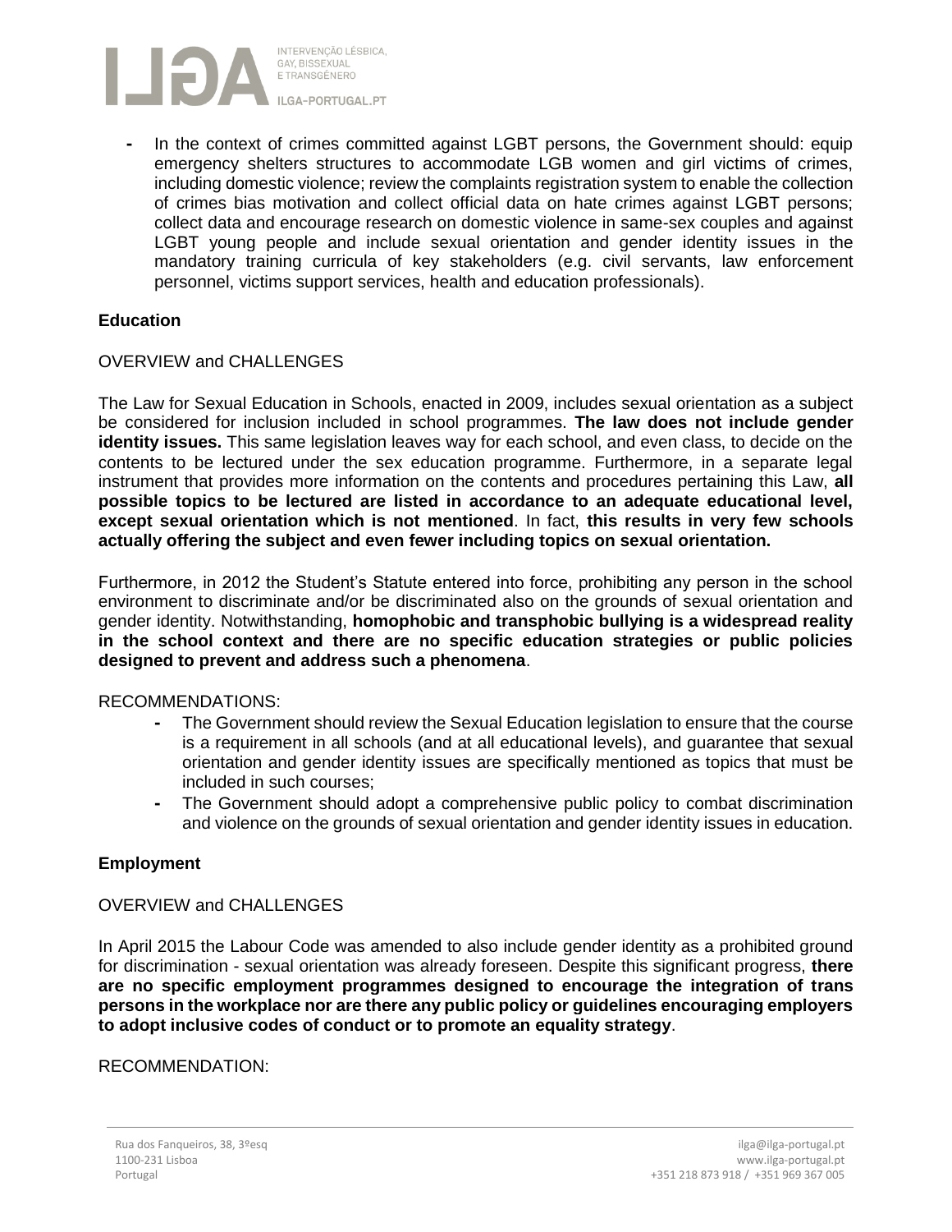- In the context of crimes committed against LGBT persons, the Government should: equip emergency shelters structures to accommodate LGB women and girl victims of crimes, including domestic violence; review the complaints registration system to enable the collection of crimes bias motivation and collect official data on hate crimes against LGBT persons; collect data and encourage research on domestic violence in same-sex couples and against LGBT young people and include sexual orientation and gender identity issues in the mandatory training curricula of key stakeholders (e.g. civil servants, law enforcement personnel, victims support services, health and education professionals).

**Education**

OVERVIEW and CHALLENGES

The Law for Sexual Education in Schools, enacted in 2009, includes sexual orientation as a subject be considered for inclusion included in school programmes. **The law does not include gender identity issues.** This same legislation leaves way for each school, and even class, to decide on the contents to be lectured under the sex education programme. Furthermore, in a separate legal instrument that provides more information on the contents and procedures pertaining this Law, **all possible topics to be lectured are listed in accordance to an adequate educational level, except sexual orientation which is not mentioned**. In fact, **this results in very few schools actually offering the subject and even fewer including topics on sexual orientation.**

Furthermore, in 2012 the Student's Statute entered into force, prohibiting any person in the school environment to discriminate and/or be discriminated also on the grounds of sexual orientation and gender identity. Notwithstanding, **homophobic and transphobic bullying is a widespread reality in the school context and there are no specific education strategies or public policies designed to prevent and address such a phenomena**.

RECOMMENDATIONS:

- The Government should review the Sexual Education legislation to ensure that the course is a requirement in all schools (and at all educational levels), and guarantee that sexual orientation and gender identity issues are specifically mentioned as topics that must be included in such courses;
- The Government should adopt a comprehensive public policy to combat discrimination and violence on the grounds of sexual orientation and gender identity issues in education.

**Employment**

OVERVIEW and CHALLENGES

In April 2015 the Labour Code was amended to also include gender identity as a prohibited ground for discrimination - sexual orientation was already foreseen. Despite this significant progress, **there are no specific employment programmes designed to encourage the integration of trans persons in the workplace nor are there any public policy or guidelines encouraging employers to adopt inclusive codes of conduct or to promote an equality strategy**.

RECOMMENDATION: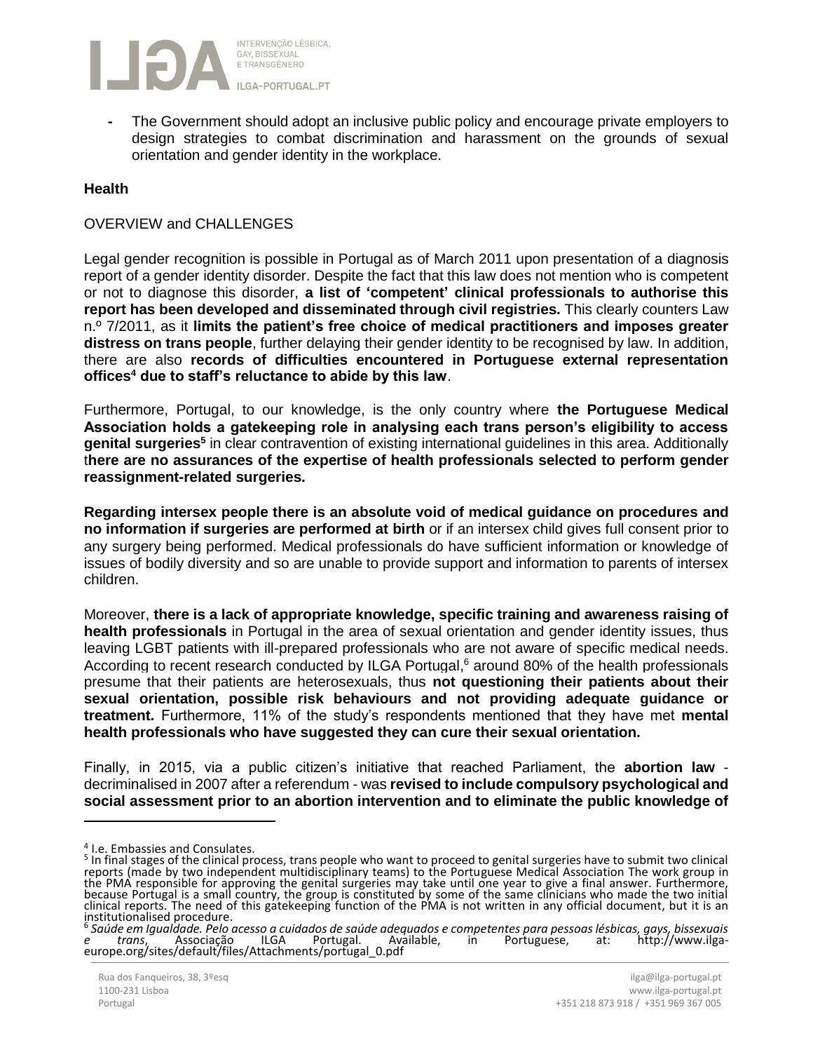- The Government should adopt an inclusive public policy and encourage private employers to design strategies to combat discrimination and harassment on the grounds of sexual orientation and gender identity in the workplace.

**Health**

OVERVIEW and CHALLENGES

Legal gender recognition is possible in Portugal as of March 2011 upon presentation of a diagnosis report of a gender identity disorder. Despite the fact that this law does not mention who is competent or not to diagnose this disorder, **a list of 'competent' clinical professionals to authorise this report has been developed and disseminated through civil registries.** This clearly counters Law n.º 7/2011, as it **limits the patient's free choice of medical practitioners and imposes greater distress on trans people**, further delaying their gender identity to be recognised by law. In addition, there are also **records of difficulties encountered in Portuguese external representation offices[4] due to staff's reluctance to abide by this law**.

Furthermore, Portugal, to our knowledge, is the only country where **the Portuguese Medical Association holds a gatekeeping role in analysing each trans person's eligibility to access genital surgeries[5]** in clear contravention of existing international guidelines in this area. Additionally t**here are no assurances of the expertise of health professionals selected to perform gender reassignment-related surgeries.**

**Regarding intersex people there is an absolute void of medical guidance on procedures and no information if surgeries are performed at birth** or if an intersex child gives full consent prior to any surgery being performed. Medical professionals do have sufficient information or knowledge of issues of bodily diversity and so are unable to provide support and information to parents of intersex children.

Moreover, **there is a lack of appropriate knowledge, specific training and awareness raising of health professionals** in Portugal in the area of sexual orientation and gender identity issues, thus leaving LGBT patients with ill-prepared professionals who are not aware of specific medical needs. According to recent research conducted by ILGA Portugal,[6] around 80% of the health professionals presume that their patients are heterosexuals, thus **not questioning their patients about their sexual orientation, possible risk behaviours and not providing adequate guidance or treatment.** Furthermore, 11% of the study's respondents mentioned that they have met **mental health professionals who have suggested they can cure their sexual orientation.**

Finally, in 2015, via a public citizen's initiative that reached Parliament, the **abortion law** - decriminalised in 2007 after a referendum - was **revised to include compulsory psychological and social assessment prior to an abortion intervention and to eliminate the public knowledge of**

---

[4] I.e. Embassies and Consulates.

[5] In final stages of the clinical process, trans people who want to proceed to genital surgeries have to submit two clinical reports (made by two independent multidisciplinary teams) to the Portuguese Medical Association The work group in the PMA responsible for approving the genital surgeries may take until one year to give a final answer. Furthermore, because Portugal is a small country, the group is constituted by some of the same clinicians who made the two initial clinical reports. The need of this gatekeeping function of the PMA is not written in any official document, but it is an institutionalised procedure.

[6] *Saúde em Igualdade. Pelo acesso a cuidados de saúde adequados e competentes para pessoas lésbicas, gays, bissexuais e trans*, Associação ILGA Portugal. Available, in Portuguese, at: http://www.ilga-europe.org/sites/default/files/Attachments/portugal_0.pdf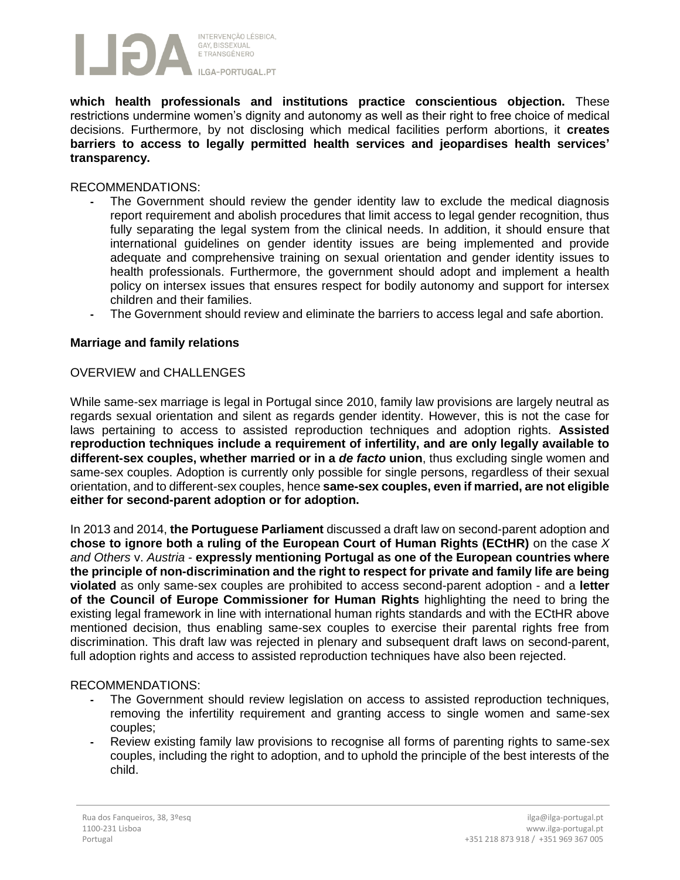**which health professionals and institutions practice conscientious objection.** These restrictions undermine women's dignity and autonomy as well as their right to free choice of medical decisions. Furthermore, by not disclosing which medical facilities perform abortions, it **creates barriers to access to legally permitted health services and jeopardises health services' transparency.**

RECOMMENDATIONS:

- The Government should review the gender identity law to exclude the medical diagnosis report requirement and abolish procedures that limit access to legal gender recognition, thus fully separating the legal system from the clinical needs. In addition, it should ensure that international guidelines on gender identity issues are being implemented and provide adequate and comprehensive training on sexual orientation and gender identity issues to health professionals. Furthermore, the government should adopt and implement a health policy on intersex issues that ensures respect for bodily autonomy and support for intersex children and their families.
- The Government should review and eliminate the barriers to access legal and safe abortion.

**Marriage and family relations**

OVERVIEW and CHALLENGES

While same-sex marriage is legal in Portugal since 2010, family law provisions are largely neutral as regards sexual orientation and silent as regards gender identity. However, this is not the case for laws pertaining to access to assisted reproduction techniques and adoption rights. **Assisted reproduction techniques include a requirement of infertility, and are only legally available to different-sex couples, whether married or in a *de facto* union**, thus excluding single women and same-sex couples. Adoption is currently only possible for single persons, regardless of their sexual orientation, and to different-sex couples, hence **same-sex couples, even if married, are not eligible either for second-parent adoption or for adoption.**

In 2013 and 2014, **the Portuguese Parliament** discussed a draft law on second-parent adoption and **chose to ignore both a ruling of the European Court of Human Rights (ECtHR)** on the case *X and Others* v. *Austria* - **expressly mentioning Portugal as one of the European countries where the principle of non-discrimination and the right to respect for private and family life are being violated** as only same-sex couples are prohibited to access second-parent adoption - and a **letter of the Council of Europe Commissioner for Human Rights** highlighting the need to bring the existing legal framework in line with international human rights standards and with the ECtHR above mentioned decision, thus enabling same-sex couples to exercise their parental rights free from discrimination. This draft law was rejected in plenary and subsequent draft laws on second-parent, full adoption rights and access to assisted reproduction techniques have also been rejected.

RECOMMENDATIONS:

- The Government should review legislation on access to assisted reproduction techniques, removing the infertility requirement and granting access to single women and same-sex couples;
- Review existing family law provisions to recognise all forms of parenting rights to same-sex couples, including the right to adoption, and to uphold the principle of the best interests of the child.